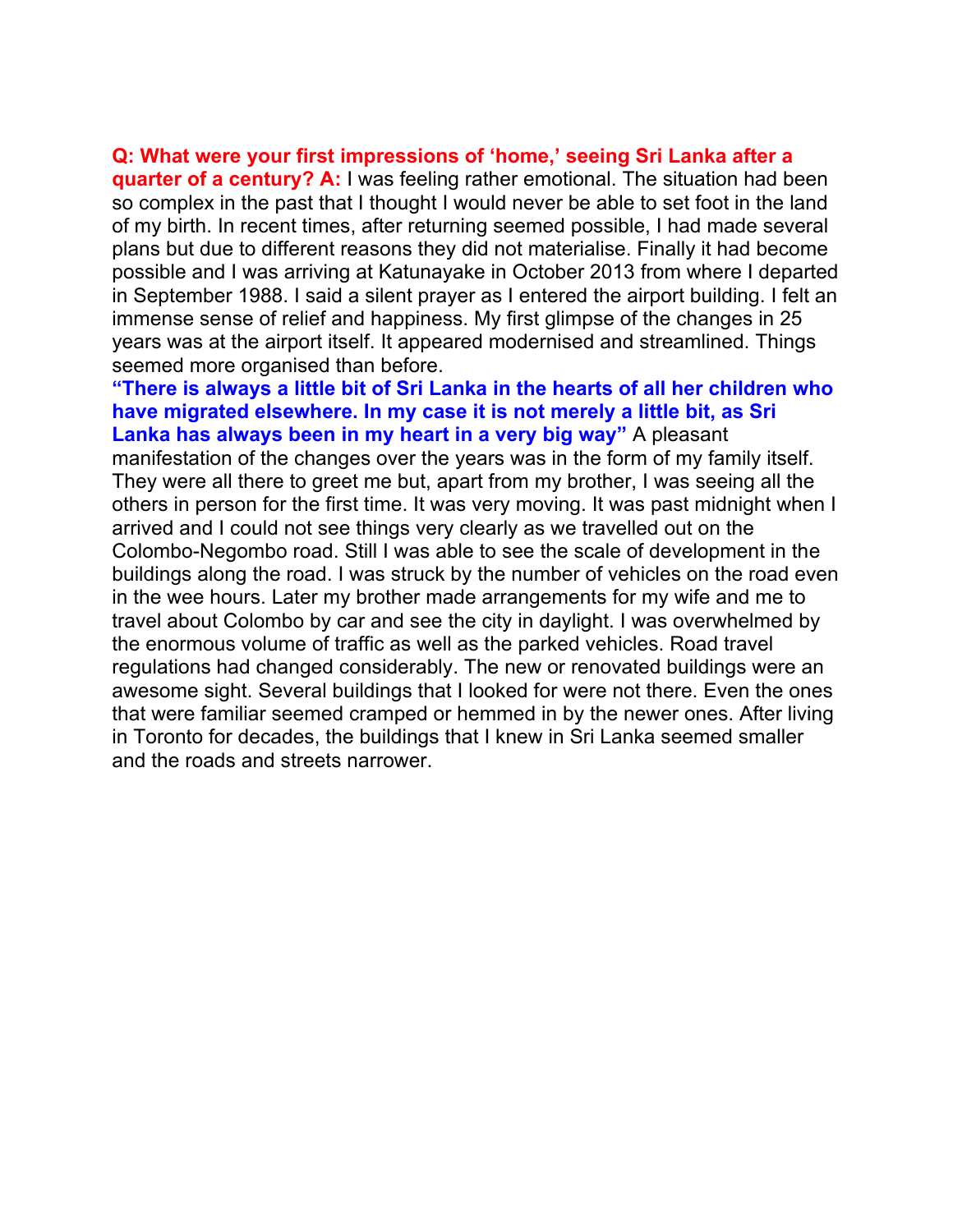**Q: What were your first impressions of 'home,' seeing Sri Lanka after a quarter of a century? A:** I was feeling rather emotional. The situation had been so complex in the past that I thought I would never be able to set foot in the land of my birth. In recent times, after returning seemed possible, I had made several plans but due to different reasons they did not materialise. Finally it had become possible and I was arriving at Katunayake in October 2013 from where I departed in September 1988. I said a silent prayer as I entered the airport building. I felt an immense sense of relief and happiness. My first glimpse of the changes in 25 years was at the airport itself. It appeared modernised and streamlined. Things seemed more organised than before.

**"There is always a little bit of Sri Lanka in the hearts of all her children who have migrated elsewhere. In my case it is not merely a little bit, as Sri Lanka has always been in my heart in a very big way"** A pleasant manifestation of the changes over the years was in the form of my family itself. They were all there to greet me but, apart from my brother, I was seeing all the others in person for the first time. It was very moving. It was past midnight when I arrived and I could not see things very clearly as we travelled out on the Colombo-Negombo road. Still I was able to see the scale of development in the buildings along the road. I was struck by the number of vehicles on the road even in the wee hours. Later my brother made arrangements for my wife and me to travel about Colombo by car and see the city in daylight. I was overwhelmed by the enormous volume of traffic as well as the parked vehicles. Road travel regulations had changed considerably. The new or renovated buildings were an awesome sight. Several buildings that I looked for were not there. Even the ones that were familiar seemed cramped or hemmed in by the newer ones. After living in Toronto for decades, the buildings that I knew in Sri Lanka seemed smaller and the roads and streets narrower.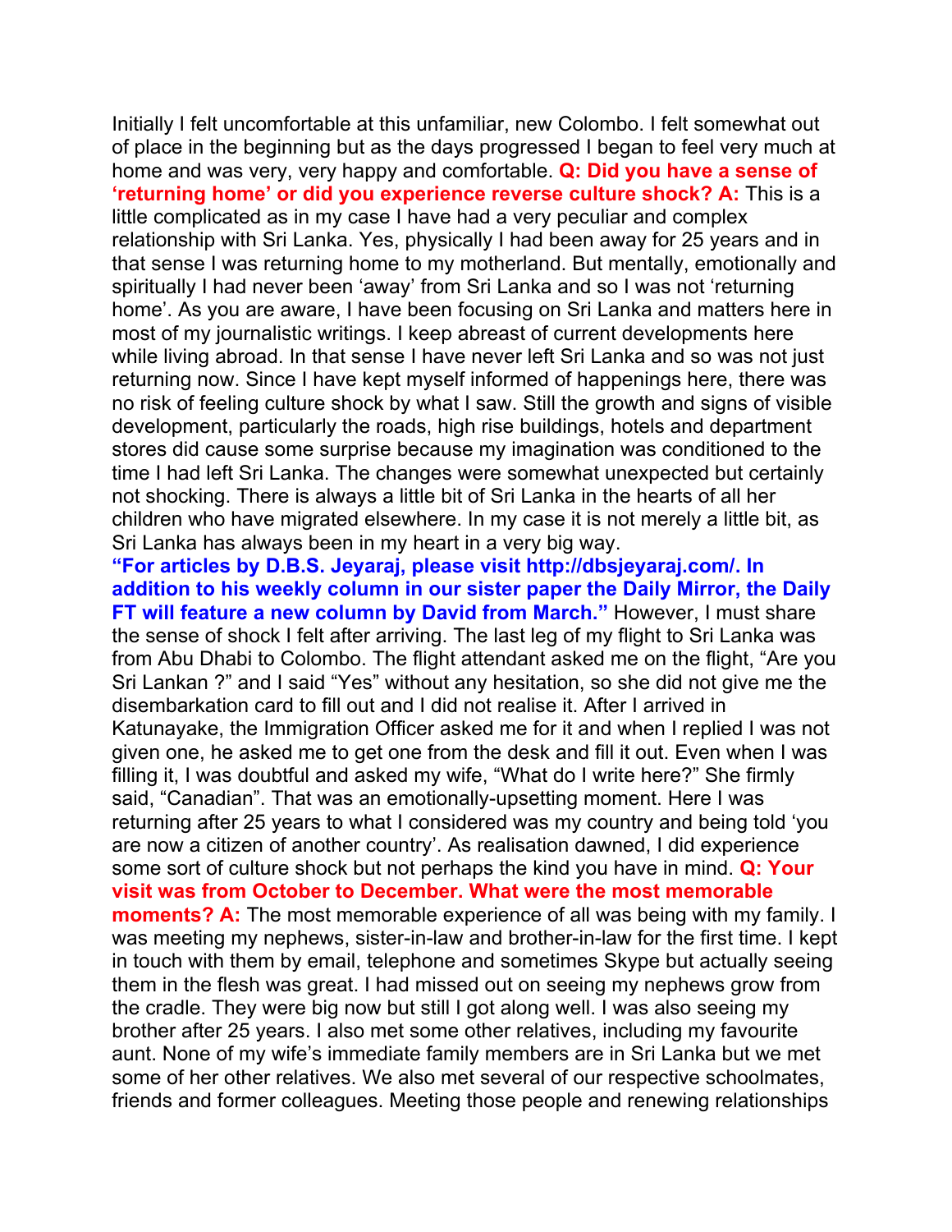Initially I felt uncomfortable at this unfamiliar, new Colombo. I felt somewhat out of place in the beginning but as the days progressed I began to feel very much at home and was very, very happy and comfortable. **Q: Did you have a sense of 'returning home' or did you experience reverse culture shock? A:** This is a little complicated as in my case I have had a very peculiar and complex relationship with Sri Lanka. Yes, physically I had been away for 25 years and in that sense I was returning home to my motherland. But mentally, emotionally and spiritually I had never been 'away' from Sri Lanka and so I was not 'returning home'. As you are aware, I have been focusing on Sri Lanka and matters here in most of my journalistic writings. I keep abreast of current developments here while living abroad. In that sense I have never left Sri Lanka and so was not just returning now. Since I have kept myself informed of happenings here, there was no risk of feeling culture shock by what I saw. Still the growth and signs of visible development, particularly the roads, high rise buildings, hotels and department stores did cause some surprise because my imagination was conditioned to the time I had left Sri Lanka. The changes were somewhat unexpected but certainly not shocking. There is always a little bit of Sri Lanka in the hearts of all her children who have migrated elsewhere. In my case it is not merely a little bit, as Sri Lanka has always been in my heart in a very big way.

**"For articles by D.B.S. Jeyaraj, please visit http://dbsjeyaraj.com/. In addition to his weekly column in our sister paper the Daily Mirror, the Daily FT will feature a new column by David from March."** However, I must share the sense of shock I felt after arriving. The last leg of my flight to Sri Lanka was from Abu Dhabi to Colombo. The flight attendant asked me on the flight, "Are you Sri Lankan ?" and I said "Yes" without any hesitation, so she did not give me the disembarkation card to fill out and I did not realise it. After I arrived in Katunayake, the Immigration Officer asked me for it and when I replied I was not given one, he asked me to get one from the desk and fill it out. Even when I was filling it, I was doubtful and asked my wife, "What do I write here?" She firmly said, "Canadian". That was an emotionally-upsetting moment. Here I was returning after 25 years to what I considered was my country and being told 'you are now a citizen of another country'. As realisation dawned, I did experience some sort of culture shock but not perhaps the kind you have in mind. **Q: Your visit was from October to December. What were the most memorable moments? A:** The most memorable experience of all was being with my family. I was meeting my nephews, sister-in-law and brother-in-law for the first time. I kept in touch with them by email, telephone and sometimes Skype but actually seeing them in the flesh was great. I had missed out on seeing my nephews grow from the cradle. They were big now but still I got along well. I was also seeing my brother after 25 years. I also met some other relatives, including my favourite aunt. None of my wife's immediate family members are in Sri Lanka but we met some of her other relatives. We also met several of our respective schoolmates, friends and former colleagues. Meeting those people and renewing relationships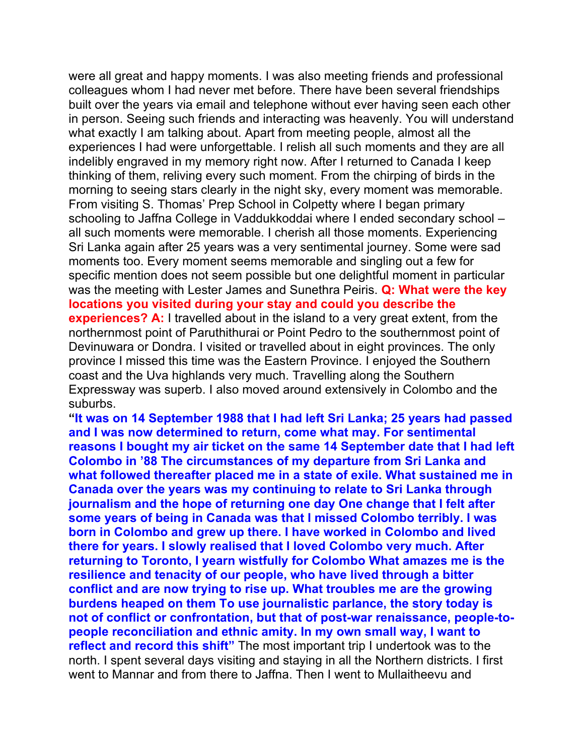were all great and happy moments. I was also meeting friends and professional colleagues whom I had never met before. There have been several friendships built over the years via email and telephone without ever having seen each other in person. Seeing such friends and interacting was heavenly. You will understand what exactly I am talking about. Apart from meeting people, almost all the experiences I had were unforgettable. I relish all such moments and they are all indelibly engraved in my memory right now. After I returned to Canada I keep thinking of them, reliving every such moment. From the chirping of birds in the morning to seeing stars clearly in the night sky, every moment was memorable. From visiting S. Thomas' Prep School in Colpetty where I began primary schooling to Jaffna College in Vaddukkoddai where I ended secondary school – all such moments were memorable. I cherish all those moments. Experiencing Sri Lanka again after 25 years was a very sentimental journey. Some were sad moments too. Every moment seems memorable and singling out a few for specific mention does not seem possible but one delightful moment in particular was the meeting with Lester James and Sunethra Peiris. **Q: What were the key locations you visited during your stay and could you describe the experiences? A:** I travelled about in the island to a very great extent, from the northernmost point of Paruthithurai or Point Pedro to the southernmost point of Devinuwara or Dondra. I visited or travelled about in eight provinces. The only province I missed this time was the Eastern Province. I enjoyed the Southern coast and the Uva highlands very much. Travelling along the Southern Expressway was superb. I also moved around extensively in Colombo and the suburbs.

**"It was on 14 September 1988 that I had left Sri Lanka; 25 years had passed and I was now determined to return, come what may. For sentimental reasons I bought my air ticket on the same 14 September date that I had left Colombo in '88 The circumstances of my departure from Sri Lanka and what followed thereafter placed me in a state of exile. What sustained me in Canada over the years was my continuing to relate to Sri Lanka through journalism and the hope of returning one day One change that I felt after some years of being in Canada was that I missed Colombo terribly. I was born in Colombo and grew up there. I have worked in Colombo and lived there for years. I slowly realised that I loved Colombo very much. After returning to Toronto, I yearn wistfully for Colombo What amazes me is the resilience and tenacity of our people, who have lived through a bitter conflict and are now trying to rise up. What troubles me are the growing burdens heaped on them To use journalistic parlance, the story today is not of conflict or confrontation, but that of post-war renaissance, people-to-people reconciliation and ethnic amity. In my own small way, I want to reflect and record this shift"** The most important trip I undertook was to the north. I spent several days visiting and staying in all the Northern districts. I first went to Mannar and from there to Jaffna. Then I went to Mullaitheevu and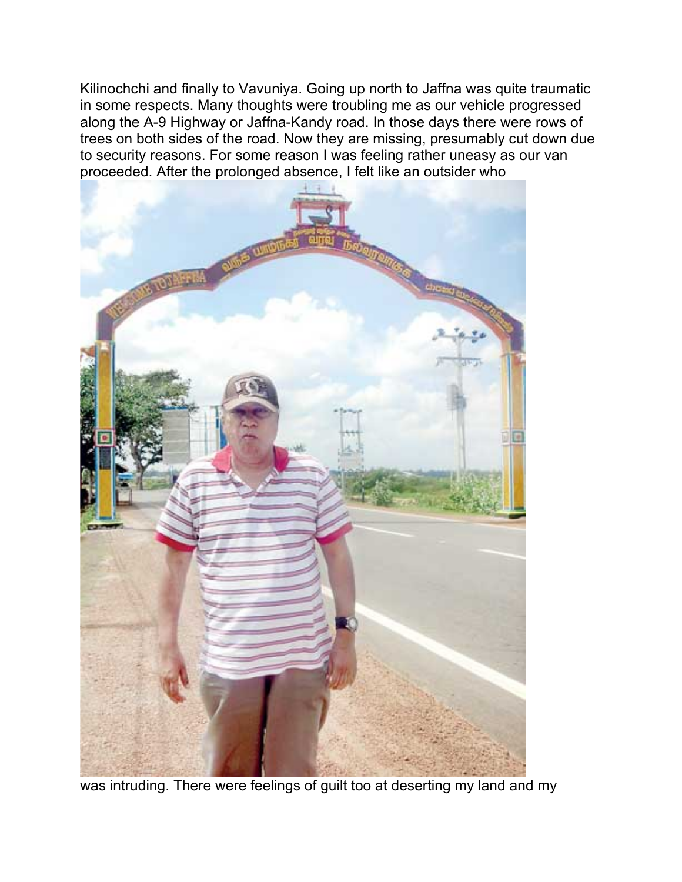Kilinochchi and finally to Vavuniya. Going up north to Jaffna was quite traumatic in some respects. Many thoughts were troubling me as our vehicle progressed along the A-9 Highway or Jaffna-Kandy road. In those days there were rows of trees on both sides of the road. Now they are missing, presumably cut down due to security reasons. For some reason I was feeling rather uneasy as our van proceeded. After the prolonged absence, I felt like an outsider who was intruding. There were feelings of guilt too at deserting my land and my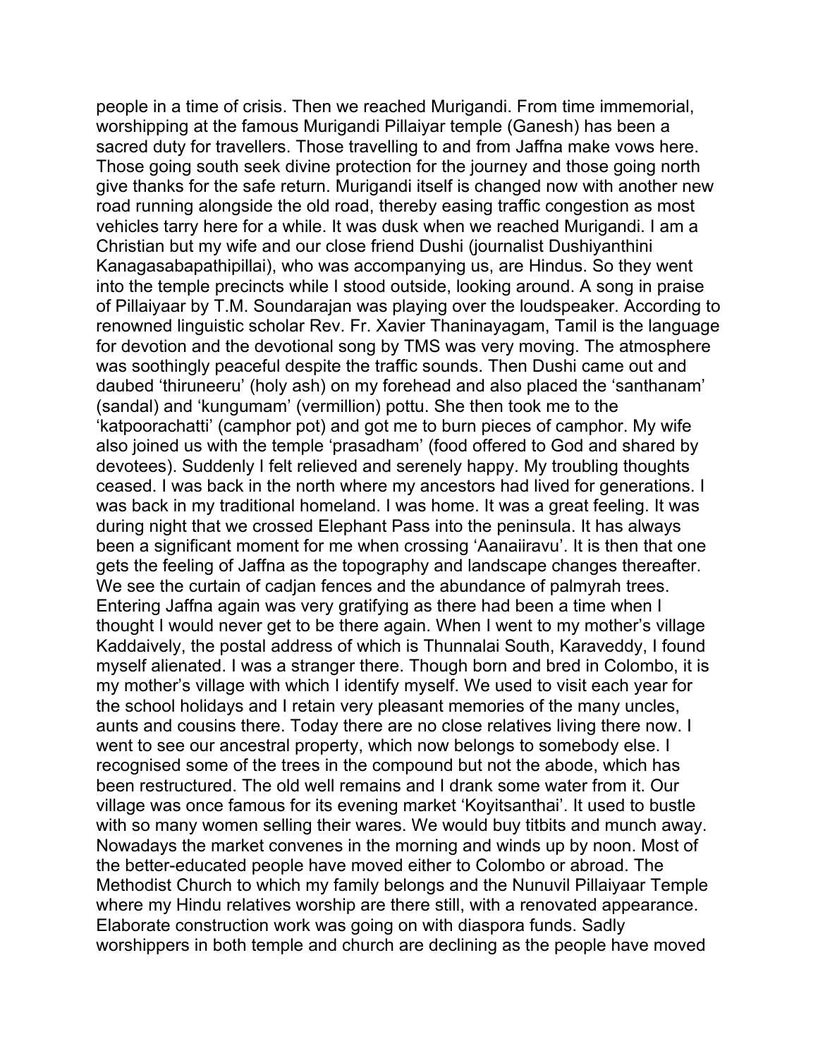people in a time of crisis. Then we reached Murigandi. From time immemorial, worshipping at the famous Murigandi Pillaiyar temple (Ganesh) has been a sacred duty for travellers. Those travelling to and from Jaffna make vows here. Those going south seek divine protection for the journey and those going north give thanks for the safe return. Murigandi itself is changed now with another new road running alongside the old road, thereby easing traffic congestion as most vehicles tarry here for a while. It was dusk when we reached Murigandi. I am a Christian but my wife and our close friend Dushi (journalist Dushiyanthini Kanagasabapathipillai), who was accompanying us, are Hindus. So they went into the temple precincts while I stood outside, looking around. A song in praise of Pillaiyaar by T.M. Soundarajan was playing over the loudspeaker. According to renowned linguistic scholar Rev. Fr. Xavier Thaninayagam, Tamil is the language for devotion and the devotional song by TMS was very moving. The atmosphere was soothingly peaceful despite the traffic sounds. Then Dushi came out and daubed 'thiruneeru' (holy ash) on my forehead and also placed the 'santhanam' (sandal) and 'kungumam' (vermillion) pottu. She then took me to the 'katpoorachatti' (camphor pot) and got me to burn pieces of camphor. My wife also joined us with the temple 'prasadham' (food offered to God and shared by devotees). Suddenly I felt relieved and serenely happy. My troubling thoughts ceased. I was back in the north where my ancestors had lived for generations. I was back in my traditional homeland. I was home. It was a great feeling. It was during night that we crossed Elephant Pass into the peninsula. It has always been a significant moment for me when crossing 'Aanaiiravu'. It is then that one gets the feeling of Jaffna as the topography and landscape changes thereafter. We see the curtain of cadjan fences and the abundance of palmyrah trees. Entering Jaffna again was very gratifying as there had been a time when I thought I would never get to be there again. When I went to my mother's village Kaddaively, the postal address of which is Thunnalai South, Karaveddy, I found myself alienated. I was a stranger there. Though born and bred in Colombo, it is my mother's village with which I identify myself. We used to visit each year for the school holidays and I retain very pleasant memories of the many uncles, aunts and cousins there. Today there are no close relatives living there now. I went to see our ancestral property, which now belongs to somebody else. I recognised some of the trees in the compound but not the abode, which has been restructured. The old well remains and I drank some water from it. Our village was once famous for its evening market 'Koyitsanthai'. It used to bustle with so many women selling their wares. We would buy titbits and munch away. Nowadays the market convenes in the morning and winds up by noon. Most of the better-educated people have moved either to Colombo or abroad. The Methodist Church to which my family belongs and the Nunuvil Pillaiyaar Temple where my Hindu relatives worship are there still, with a renovated appearance. Elaborate construction work was going on with diaspora funds. Sadly worshippers in both temple and church are declining as the people have moved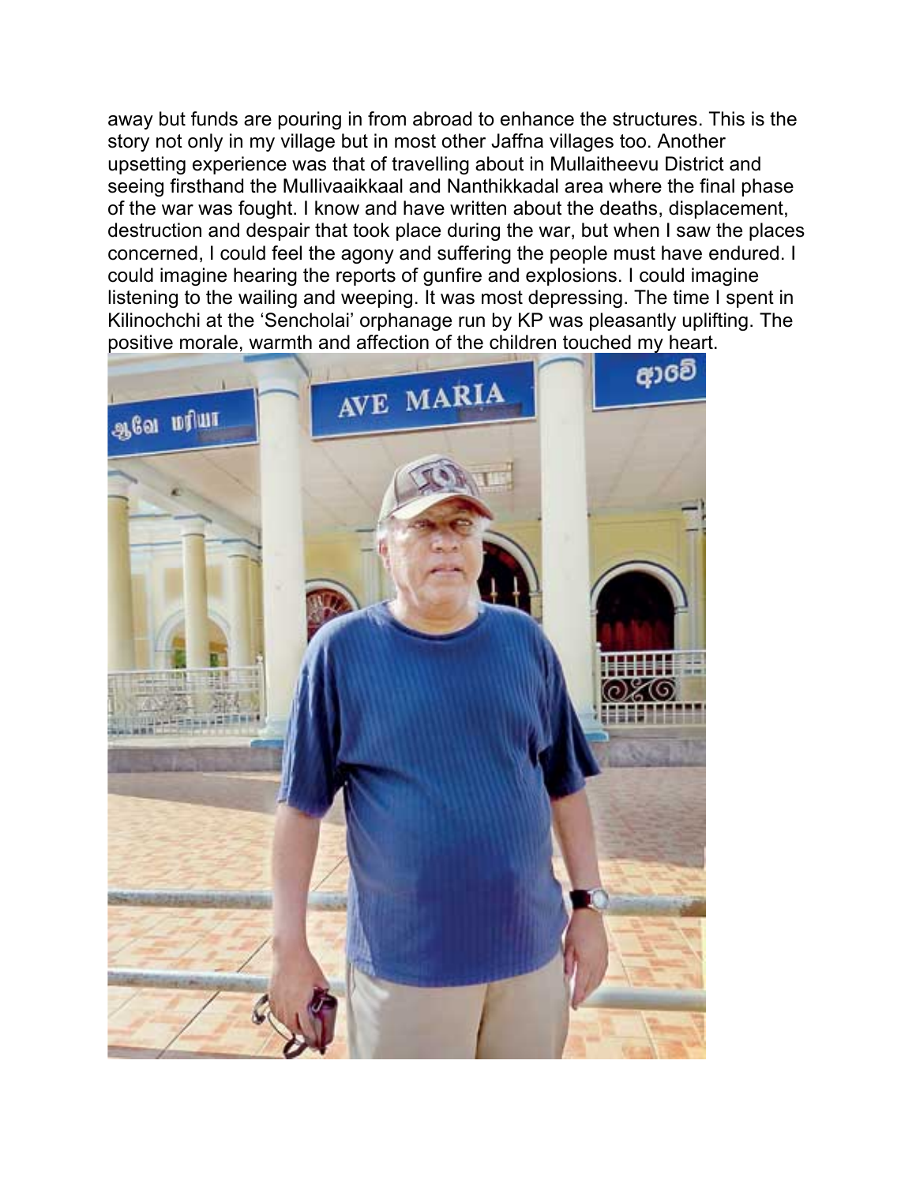away but funds are pouring in from abroad to enhance the structures. This is the story not only in my village but in most other Jaffna villages too. Another upsetting experience was that of travelling about in Mullaitheevu District and seeing firsthand the Mullivaaikkaal and Nanthikkadal area where the final phase of the war was fought. I know and have written about the deaths, displacement, destruction and despair that took place during the war, but when I saw the places concerned, I could feel the agony and suffering the people must have endured. I could imagine hearing the reports of gunfire and explosions. I could imagine listening to the wailing and weeping. It was most depressing. The time I spent in Kilinochchi at the 'Sencholai' orphanage run by KP was pleasantly uplifting. The positive morale, warmth and affection of the children touched my heart.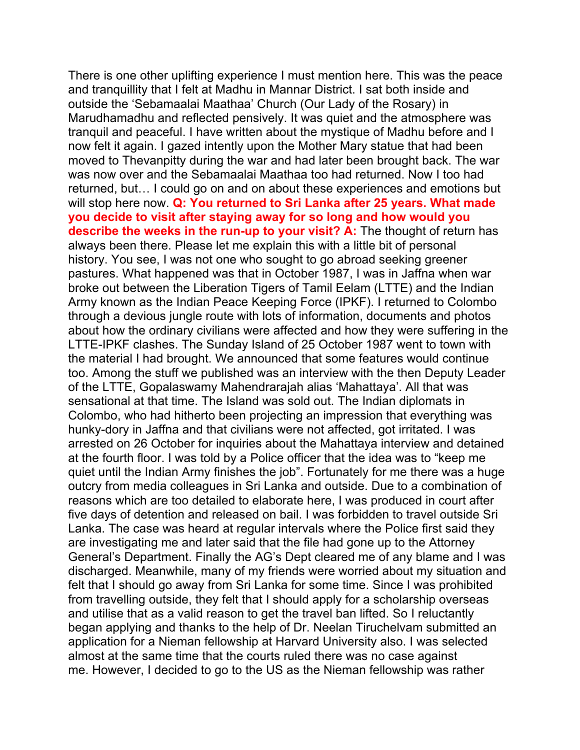There is one other uplifting experience I must mention here. This was the peace and tranquillity that I felt at Madhu in Mannar District. I sat both inside and outside the 'Sebamaalai Maathaa' Church (Our Lady of the Rosary) in Marudhamadhu and reflected pensively. It was quiet and the atmosphere was tranquil and peaceful. I have written about the mystique of Madhu before and I now felt it again. I gazed intently upon the Mother Mary statue that had been moved to Thevanpitty during the war and had later been brought back. The war was now over and the Sebamaalai Maathaa too had returned. Now I too had returned, but… I could go on and on about these experiences and emotions but will stop here now. **Q: You returned to Sri Lanka after 25 years. What made you decide to visit after staying away for so long and how would you describe the weeks in the run-up to your visit? A:** The thought of return has always been there. Please let me explain this with a little bit of personal history. You see, I was not one who sought to go abroad seeking greener pastures. What happened was that in October 1987, I was in Jaffna when war broke out between the Liberation Tigers of Tamil Eelam (LTTE) and the Indian Army known as the Indian Peace Keeping Force (IPKF). I returned to Colombo through a devious jungle route with lots of information, documents and photos about how the ordinary civilians were affected and how they were suffering in the LTTE-IPKF clashes. The Sunday Island of 25 October 1987 went to town with the material I had brought. We announced that some features would continue too. Among the stuff we published was an interview with the then Deputy Leader of the LTTE, Gopalaswamy Mahendrarajah alias 'Mahattaya'. All that was sensational at that time. The Island was sold out. The Indian diplomats in Colombo, who had hitherto been projecting an impression that everything was hunky-dory in Jaffna and that civilians were not affected, got irritated. I was arrested on 26 October for inquiries about the Mahattaya interview and detained at the fourth floor. I was told by a Police officer that the idea was to "keep me quiet until the Indian Army finishes the job". Fortunately for me there was a huge outcry from media colleagues in Sri Lanka and outside. Due to a combination of reasons which are too detailed to elaborate here, I was produced in court after five days of detention and released on bail. I was forbidden to travel outside Sri Lanka. The case was heard at regular intervals where the Police first said they are investigating me and later said that the file had gone up to the Attorney General's Department. Finally the AG's Dept cleared me of any blame and I was discharged. Meanwhile, many of my friends were worried about my situation and felt that I should go away from Sri Lanka for some time. Since I was prohibited from travelling outside, they felt that I should apply for a scholarship overseas and utilise that as a valid reason to get the travel ban lifted. So I reluctantly began applying and thanks to the help of Dr. Neelan Tiruchelvam submitted an application for a Nieman fellowship at Harvard University also. I was selected almost at the same time that the courts ruled there was no case against me. However, I decided to go to the US as the Nieman fellowship was rather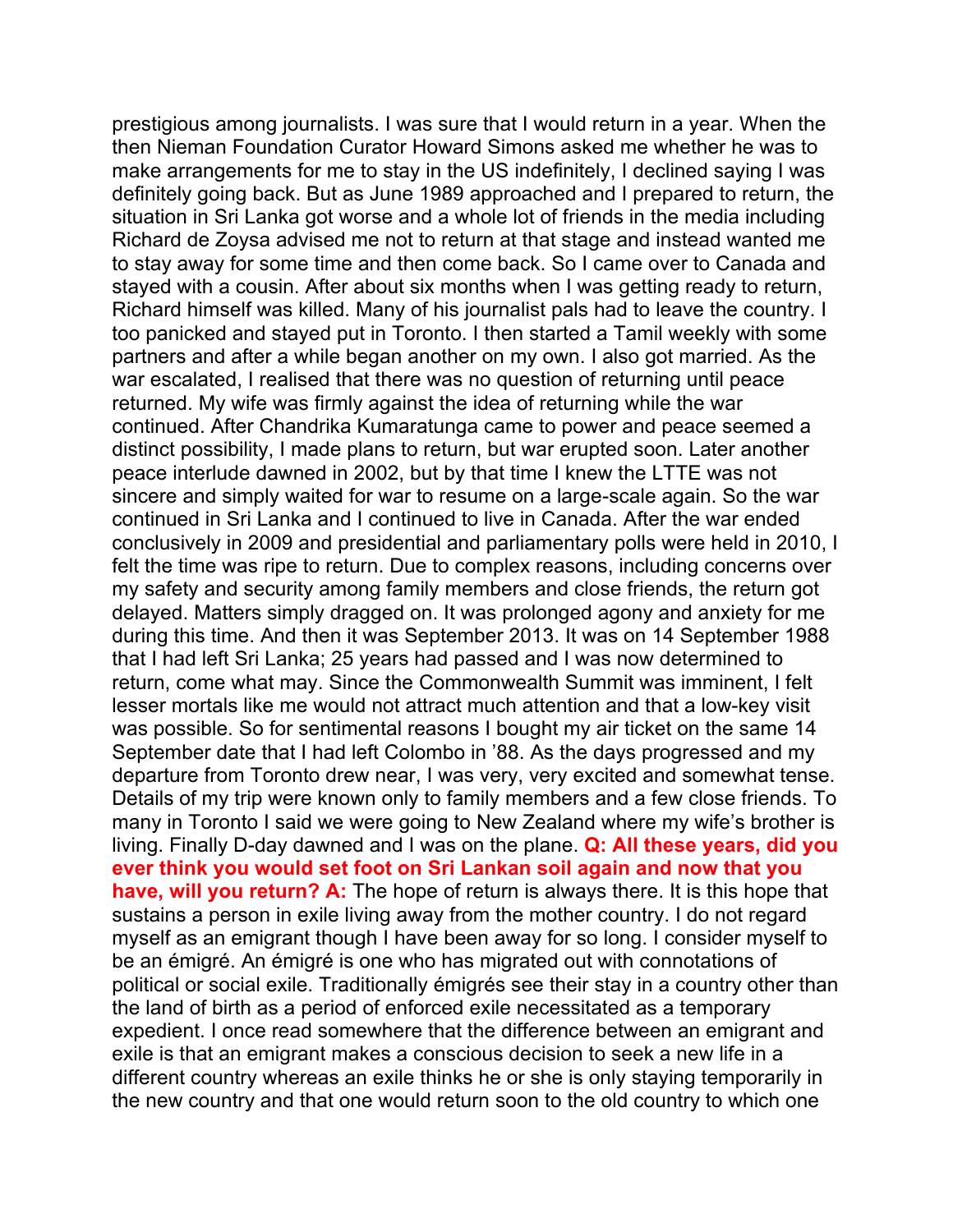prestigious among journalists. I was sure that I would return in a year. When the then Nieman Foundation Curator Howard Simons asked me whether he was to make arrangements for me to stay in the US indefinitely, I declined saying I was definitely going back. But as June 1989 approached and I prepared to return, the situation in Sri Lanka got worse and a whole lot of friends in the media including Richard de Zoysa advised me not to return at that stage and instead wanted me to stay away for some time and then come back. So I came over to Canada and stayed with a cousin. After about six months when I was getting ready to return, Richard himself was killed. Many of his journalist pals had to leave the country. I too panicked and stayed put in Toronto. I then started a Tamil weekly with some partners and after a while began another on my own. I also got married. As the war escalated, I realised that there was no question of returning until peace returned. My wife was firmly against the idea of returning while the war continued. After Chandrika Kumaratunga came to power and peace seemed a distinct possibility, I made plans to return, but war erupted soon. Later another peace interlude dawned in 2002, but by that time I knew the LTTE was not sincere and simply waited for war to resume on a large-scale again. So the war continued in Sri Lanka and I continued to live in Canada. After the war ended conclusively in 2009 and presidential and parliamentary polls were held in 2010, I felt the time was ripe to return. Due to complex reasons, including concerns over my safety and security among family members and close friends, the return got delayed. Matters simply dragged on. It was prolonged agony and anxiety for me during this time. And then it was September 2013. It was on 14 September 1988 that I had left Sri Lanka; 25 years had passed and I was now determined to return, come what may. Since the Commonwealth Summit was imminent, I felt lesser mortals like me would not attract much attention and that a low-key visit was possible. So for sentimental reasons I bought my air ticket on the same 14 September date that I had left Colombo in '88. As the days progressed and my departure from Toronto drew near, I was very, very excited and somewhat tense. Details of my trip were known only to family members and a few close friends. To many in Toronto I said we were going to New Zealand where my wife's brother is living. Finally D-day dawned and I was on the plane. **Q: All these years, did you ever think you would set foot on Sri Lankan soil again and now that you have, will you return? A:** The hope of return is always there. It is this hope that sustains a person in exile living away from the mother country. I do not regard myself as an emigrant though I have been away for so long. I consider myself to be an émigré. An émigré is one who has migrated out with connotations of political or social exile. Traditionally émigrés see their stay in a country other than the land of birth as a period of enforced exile necessitated as a temporary expedient. I once read somewhere that the difference between an emigrant and exile is that an emigrant makes a conscious decision to seek a new life in a different country whereas an exile thinks he or she is only staying temporarily in the new country and that one would return soon to the old country to which one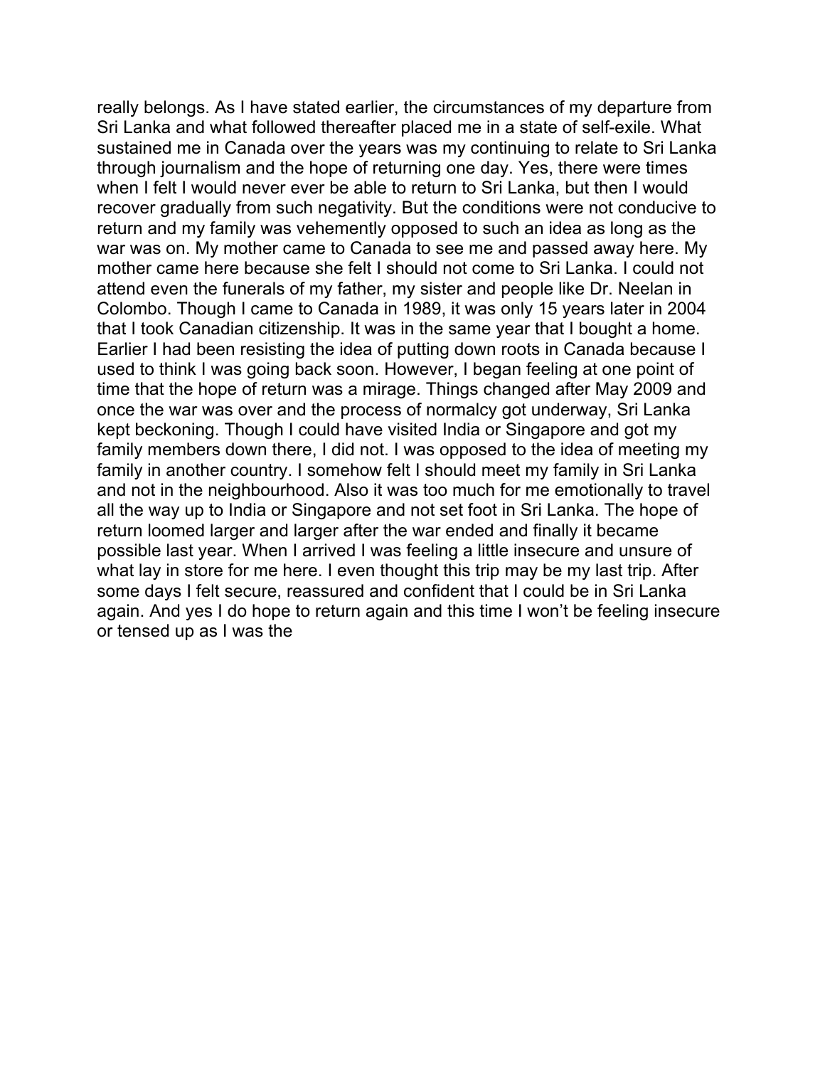really belongs. As I have stated earlier, the circumstances of my departure from Sri Lanka and what followed thereafter placed me in a state of self-exile. What sustained me in Canada over the years was my continuing to relate to Sri Lanka through journalism and the hope of returning one day. Yes, there were times when I felt I would never ever be able to return to Sri Lanka, but then I would recover gradually from such negativity. But the conditions were not conducive to return and my family was vehemently opposed to such an idea as long as the war was on. My mother came to Canada to see me and passed away here. My mother came here because she felt I should not come to Sri Lanka. I could not attend even the funerals of my father, my sister and people like Dr. Neelan in Colombo. Though I came to Canada in 1989, it was only 15 years later in 2004 that I took Canadian citizenship. It was in the same year that I bought a home. Earlier I had been resisting the idea of putting down roots in Canada because I used to think I was going back soon. However, I began feeling at one point of time that the hope of return was a mirage. Things changed after May 2009 and once the war was over and the process of normalcy got underway, Sri Lanka kept beckoning. Though I could have visited India or Singapore and got my family members down there, I did not. I was opposed to the idea of meeting my family in another country. I somehow felt I should meet my family in Sri Lanka and not in the neighbourhood. Also it was too much for me emotionally to travel all the way up to India or Singapore and not set foot in Sri Lanka. The hope of return loomed larger and larger after the war ended and finally it became possible last year. When I arrived I was feeling a little insecure and unsure of what lay in store for me here. I even thought this trip may be my last trip. After some days I felt secure, reassured and confident that I could be in Sri Lanka again. And yes I do hope to return again and this time I won't be feeling insecure or tensed up as I was the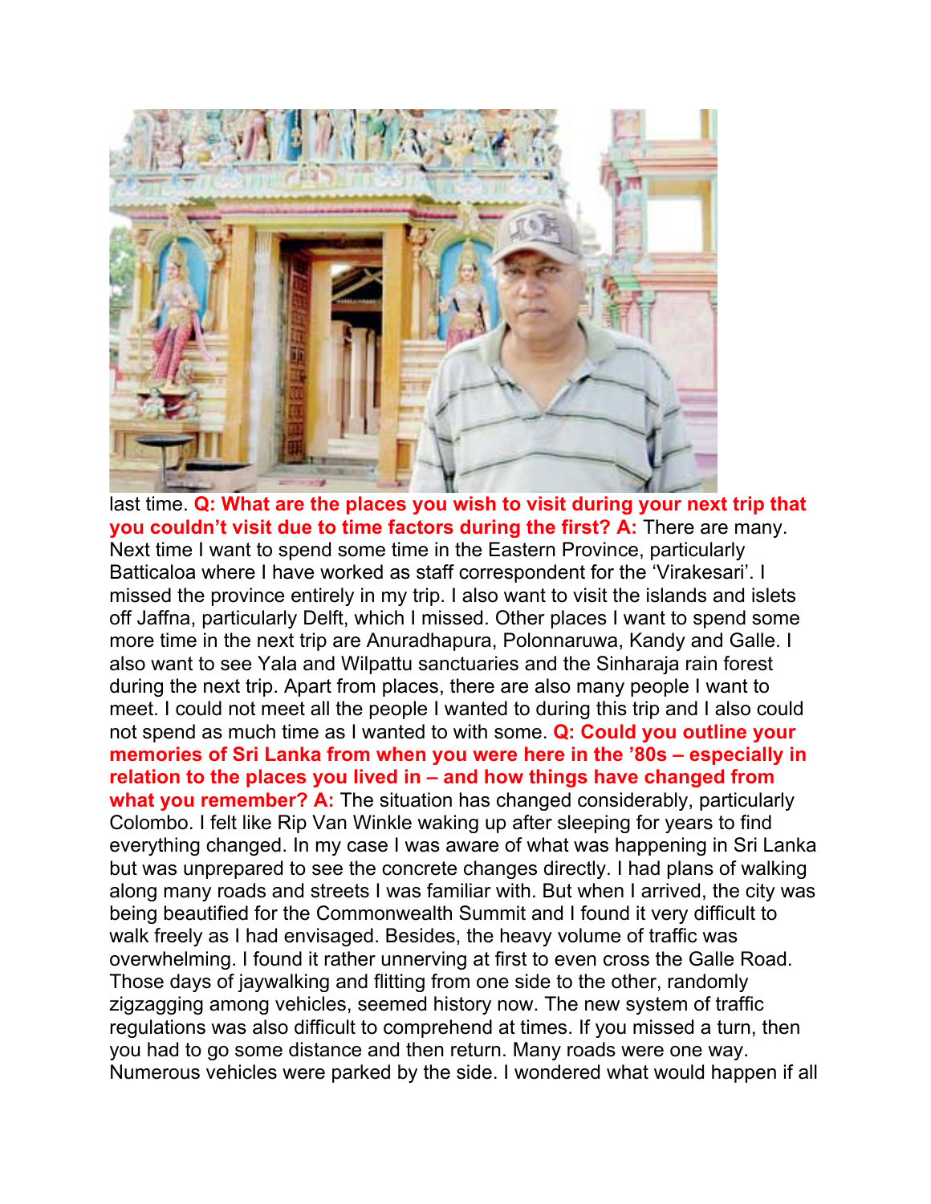last time. **Q: What are the places you wish to visit during your next trip that you couldn't visit due to time factors during the first? A:** There are many. Next time I want to spend some time in the Eastern Province, particularly Batticaloa where I have worked as staff correspondent for the 'Virakesari'. I missed the province entirely in my trip. I also want to visit the islands and islets off Jaffna, particularly Delft, which I missed. Other places I want to spend some more time in the next trip are Anuradhapura, Polonnaruwa, Kandy and Galle. I also want to see Yala and Wilpattu sanctuaries and the Sinharaja rain forest during the next trip. Apart from places, there are also many people I want to meet. I could not meet all the people I wanted to during this trip and I also could not spend as much time as I wanted to with some. **Q: Could you outline your memories of Sri Lanka from when you were here in the '80s – especially in relation to the places you lived in – and how things have changed from what you remember? A:** The situation has changed considerably, particularly Colombo. I felt like Rip Van Winkle waking up after sleeping for years to find everything changed. In my case I was aware of what was happening in Sri Lanka but was unprepared to see the concrete changes directly. I had plans of walking along many roads and streets I was familiar with. But when I arrived, the city was being beautified for the Commonwealth Summit and I found it very difficult to walk freely as I had envisaged. Besides, the heavy volume of traffic was overwhelming. I found it rather unnerving at first to even cross the Galle Road. Those days of jaywalking and flitting from one side to the other, randomly zigzagging among vehicles, seemed history now. The new system of traffic regulations was also difficult to comprehend at times. If you missed a turn, then you had to go some distance and then return. Many roads were one way. Numerous vehicles were parked by the side. I wondered what would happen if all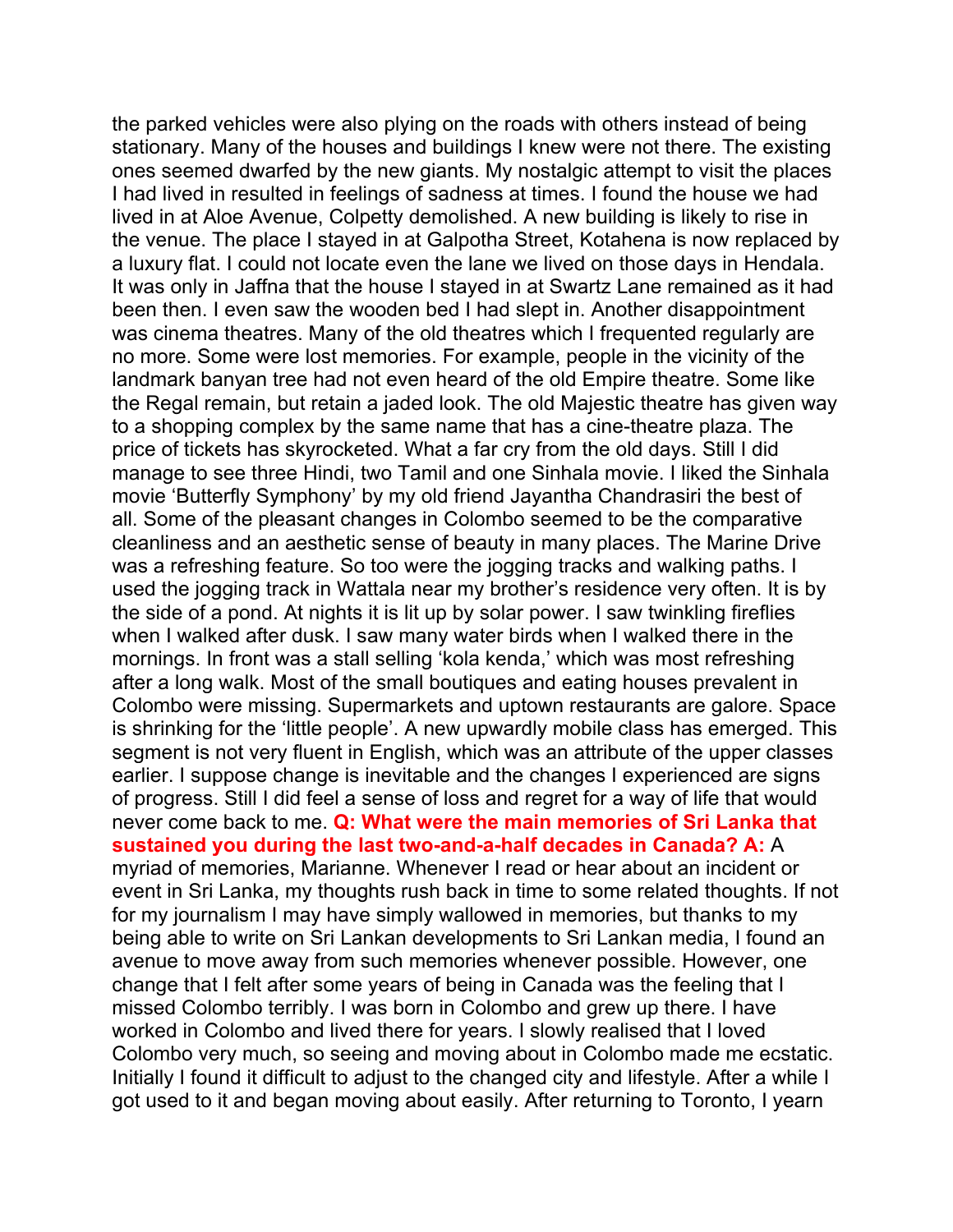the parked vehicles were also plying on the roads with others instead of being stationary. Many of the houses and buildings I knew were not there. The existing ones seemed dwarfed by the new giants. My nostalgic attempt to visit the places I had lived in resulted in feelings of sadness at times. I found the house we had lived in at Aloe Avenue, Colpetty demolished. A new building is likely to rise in the venue. The place I stayed in at Galpotha Street, Kotahena is now replaced by a luxury flat. I could not locate even the lane we lived on those days in Hendala. It was only in Jaffna that the house I stayed in at Swartz Lane remained as it had been then. I even saw the wooden bed I had slept in. Another disappointment was cinema theatres. Many of the old theatres which I frequented regularly are no more. Some were lost memories. For example, people in the vicinity of the landmark banyan tree had not even heard of the old Empire theatre. Some like the Regal remain, but retain a jaded look. The old Majestic theatre has given way to a shopping complex by the same name that has a cine-theatre plaza. The price of tickets has skyrocketed. What a far cry from the old days. Still I did manage to see three Hindi, two Tamil and one Sinhala movie. I liked the Sinhala movie 'Butterfly Symphony' by my old friend Jayantha Chandrasiri the best of all. Some of the pleasant changes in Colombo seemed to be the comparative cleanliness and an aesthetic sense of beauty in many places. The Marine Drive was a refreshing feature. So too were the jogging tracks and walking paths. I used the jogging track in Wattala near my brother's residence very often. It is by the side of a pond. At nights it is lit up by solar power. I saw twinkling fireflies when I walked after dusk. I saw many water birds when I walked there in the mornings. In front was a stall selling 'kola kenda,' which was most refreshing after a long walk. Most of the small boutiques and eating houses prevalent in Colombo were missing. Supermarkets and uptown restaurants are galore. Space is shrinking for the 'little people'. A new upwardly mobile class has emerged. This segment is not very fluent in English, which was an attribute of the upper classes earlier. I suppose change is inevitable and the changes I experienced are signs of progress. Still I did feel a sense of loss and regret for a way of life that would never come back to me. **Q: What were the main memories of Sri Lanka that sustained you during the last two-and-a-half decades in Canada? A:** A myriad of memories, Marianne. Whenever I read or hear about an incident or event in Sri Lanka, my thoughts rush back in time to some related thoughts. If not for my journalism I may have simply wallowed in memories, but thanks to my being able to write on Sri Lankan developments to Sri Lankan media, I found an avenue to move away from such memories whenever possible. However, one change that I felt after some years of being in Canada was the feeling that I missed Colombo terribly. I was born in Colombo and grew up there. I have worked in Colombo and lived there for years. I slowly realised that I loved Colombo very much, so seeing and moving about in Colombo made me ecstatic. Initially I found it difficult to adjust to the changed city and lifestyle. After a while I got used to it and began moving about easily. After returning to Toronto, I yearn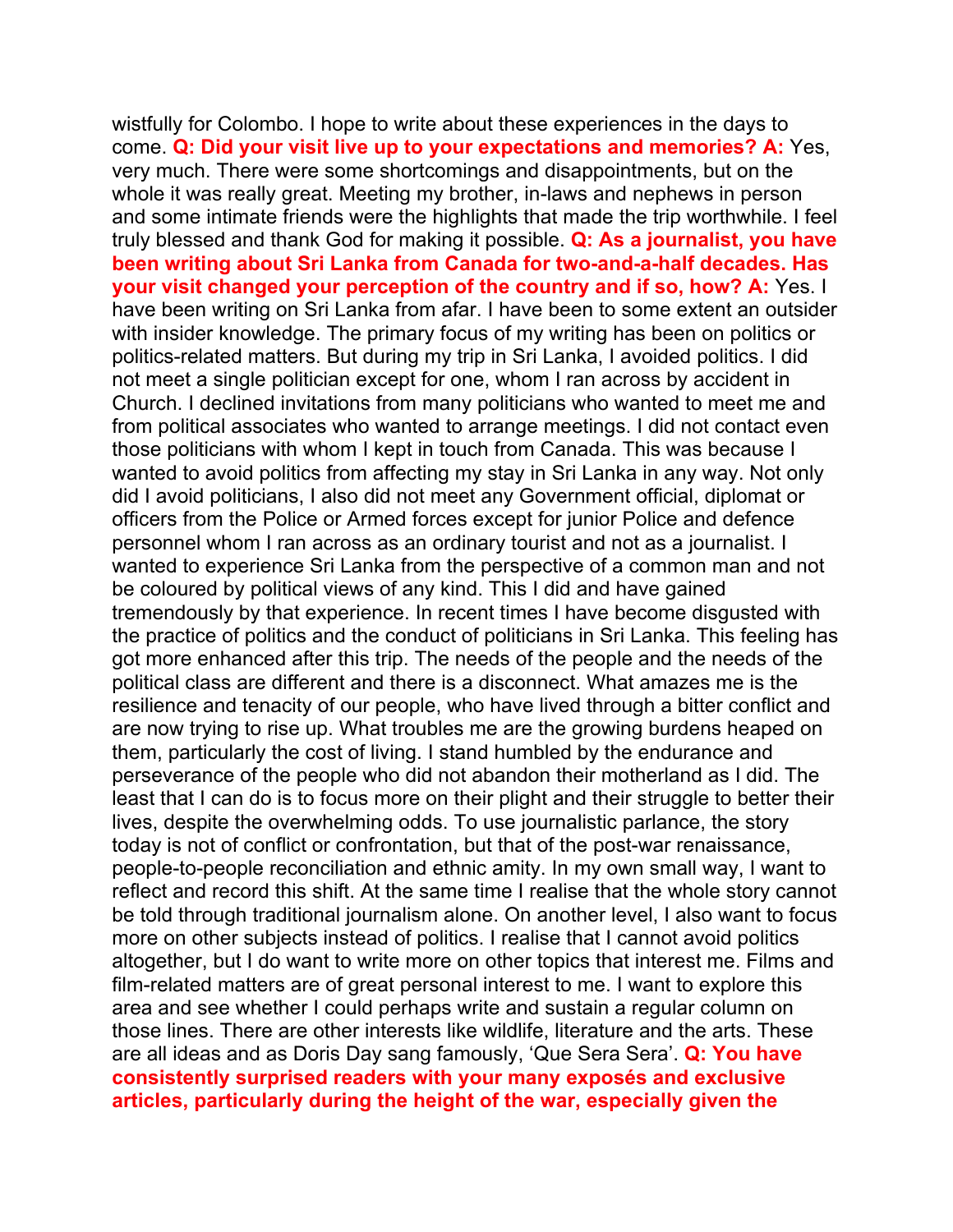wistfully for Colombo. I hope to write about these experiences in the days to come. **Q: Did your visit live up to your expectations and memories? A:** Yes, very much. There were some shortcomings and disappointments, but on the whole it was really great. Meeting my brother, in-laws and nephews in person and some intimate friends were the highlights that made the trip worthwhile. I feel truly blessed and thank God for making it possible. **Q: As a journalist, you have been writing about Sri Lanka from Canada for two-and-a-half decades. Has your visit changed your perception of the country and if so, how? A:** Yes. I have been writing on Sri Lanka from afar. I have been to some extent an outsider with insider knowledge. The primary focus of my writing has been on politics or politics-related matters. But during my trip in Sri Lanka, I avoided politics. I did not meet a single politician except for one, whom I ran across by accident in Church. I declined invitations from many politicians who wanted to meet me and from political associates who wanted to arrange meetings. I did not contact even those politicians with whom I kept in touch from Canada. This was because I wanted to avoid politics from affecting my stay in Sri Lanka in any way. Not only did I avoid politicians, I also did not meet any Government official, diplomat or officers from the Police or Armed forces except for junior Police and defence personnel whom I ran across as an ordinary tourist and not as a journalist. I wanted to experience Sri Lanka from the perspective of a common man and not be coloured by political views of any kind. This I did and have gained tremendously by that experience. In recent times I have become disgusted with the practice of politics and the conduct of politicians in Sri Lanka. This feeling has got more enhanced after this trip. The needs of the people and the needs of the political class are different and there is a disconnect. What amazes me is the resilience and tenacity of our people, who have lived through a bitter conflict and are now trying to rise up. What troubles me are the growing burdens heaped on them, particularly the cost of living. I stand humbled by the endurance and perseverance of the people who did not abandon their motherland as I did. The least that I can do is to focus more on their plight and their struggle to better their lives, despite the overwhelming odds. To use journalistic parlance, the story today is not of conflict or confrontation, but that of the post-war renaissance, people-to-people reconciliation and ethnic amity. In my own small way, I want to reflect and record this shift. At the same time I realise that the whole story cannot be told through traditional journalism alone. On another level, I also want to focus more on other subjects instead of politics. I realise that I cannot avoid politics altogether, but I do want to write more on other topics that interest me. Films and film-related matters are of great personal interest to me. I want to explore this area and see whether I could perhaps write and sustain a regular column on those lines. There are other interests like wildlife, literature and the arts. These are all ideas and as Doris Day sang famously, 'Que Sera Sera'. **Q: You have consistently surprised readers with your many exposés and exclusive articles, particularly during the height of the war, especially given the**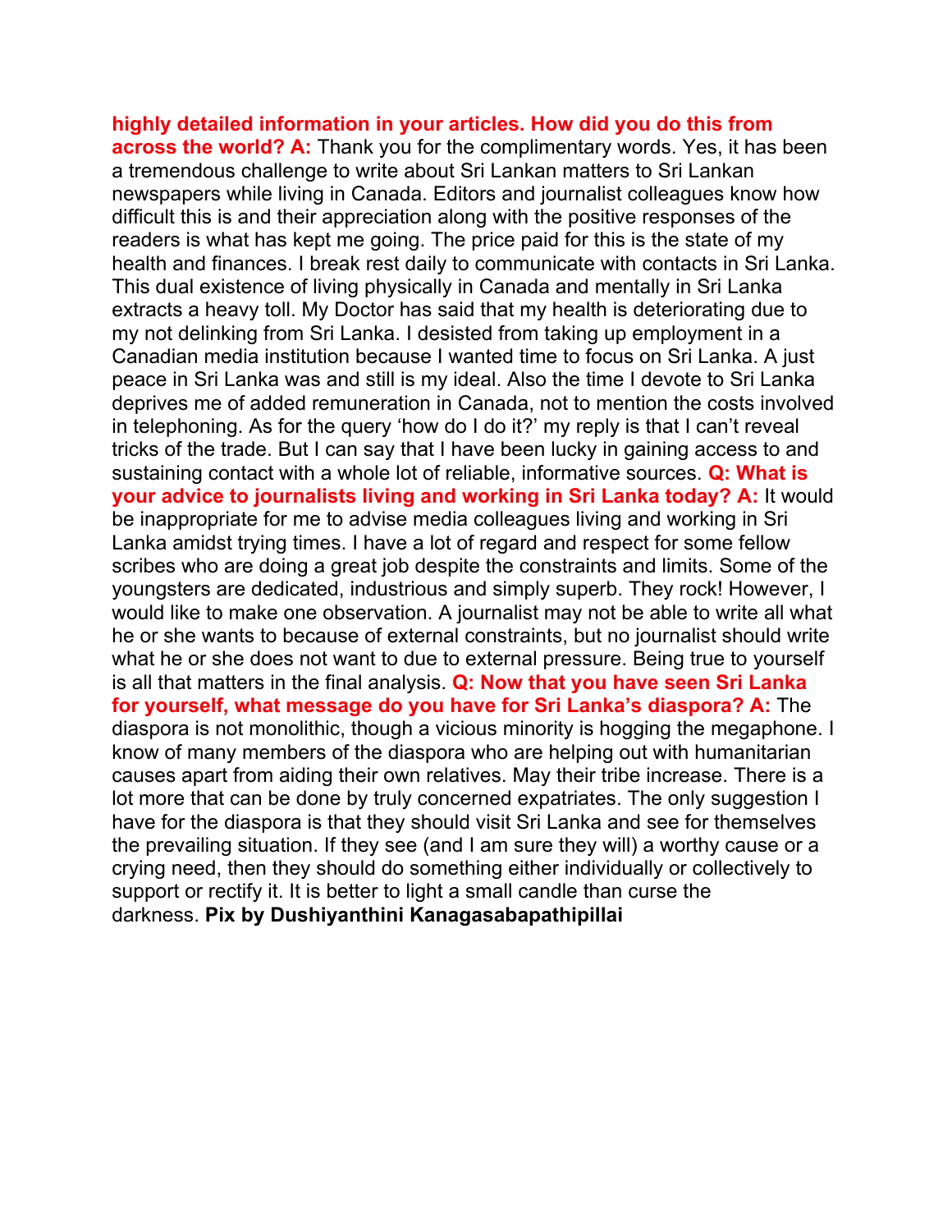**highly detailed information in your articles. How did you do this from across the world? A:** Thank you for the complimentary words. Yes, it has been a tremendous challenge to write about Sri Lankan matters to Sri Lankan newspapers while living in Canada. Editors and journalist colleagues know how difficult this is and their appreciation along with the positive responses of the readers is what has kept me going. The price paid for this is the state of my health and finances. I break rest daily to communicate with contacts in Sri Lanka. This dual existence of living physically in Canada and mentally in Sri Lanka extracts a heavy toll. My Doctor has said that my health is deteriorating due to my not delinking from Sri Lanka. I desisted from taking up employment in a Canadian media institution because I wanted time to focus on Sri Lanka. A just peace in Sri Lanka was and still is my ideal. Also the time I devote to Sri Lanka deprives me of added remuneration in Canada, not to mention the costs involved in telephoning. As for the query 'how do I do it?' my reply is that I can't reveal tricks of the trade. But I can say that I have been lucky in gaining access to and sustaining contact with a whole lot of reliable, informative sources. **Q: What is your advice to journalists living and working in Sri Lanka today? A:** It would be inappropriate for me to advise media colleagues living and working in Sri Lanka amidst trying times. I have a lot of regard and respect for some fellow scribes who are doing a great job despite the constraints and limits. Some of the youngsters are dedicated, industrious and simply superb. They rock! However, I would like to make one observation. A journalist may not be able to write all what he or she wants to because of external constraints, but no journalist should write what he or she does not want to due to external pressure. Being true to yourself is all that matters in the final analysis. **Q: Now that you have seen Sri Lanka for yourself, what message do you have for Sri Lanka's diaspora? A:** The diaspora is not monolithic, though a vicious minority is hogging the megaphone. I know of many members of the diaspora who are helping out with humanitarian causes apart from aiding their own relatives. May their tribe increase. There is a lot more that can be done by truly concerned expatriates. The only suggestion I have for the diaspora is that they should visit Sri Lanka and see for themselves the prevailing situation. If they see (and I am sure they will) a worthy cause or a crying need, then they should do something either individually or collectively to support or rectify it. It is better to light a small candle than curse the darkness. **Pix by Dushiyanthini Kanagasabapathipillai**